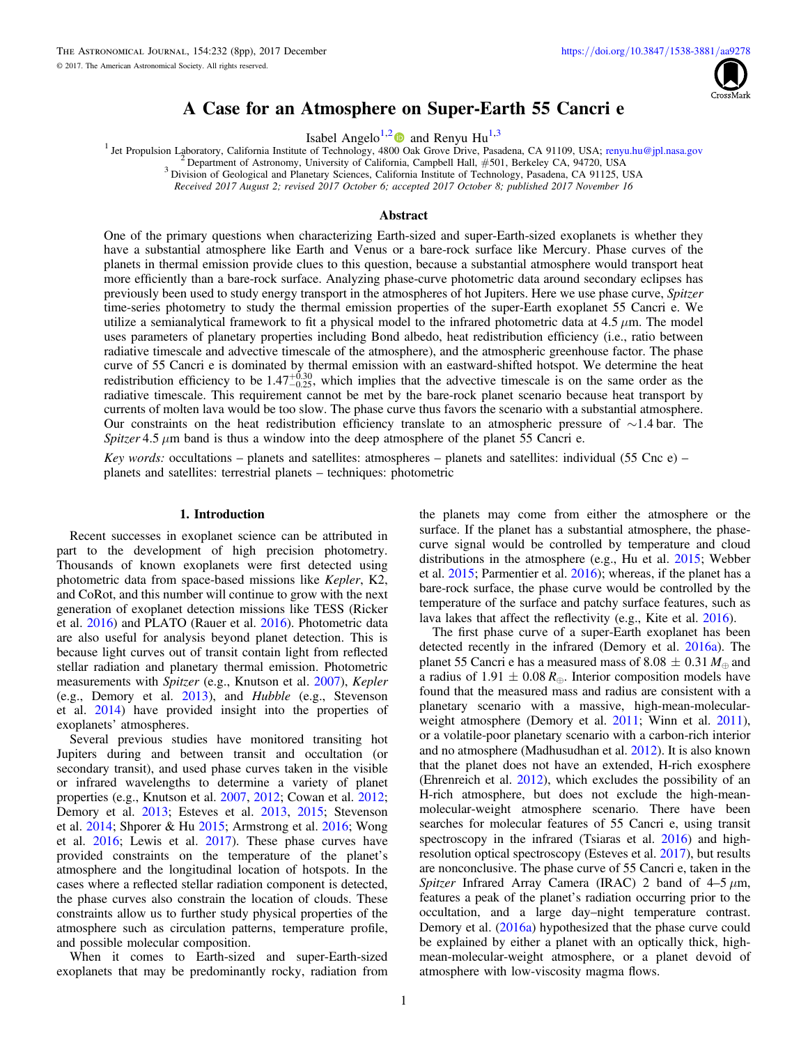# A Case for an Atmosphere on Super-Earth 55 Cancri e

Isabel Angelo[1,2] and Renyu Hu[1,3]

[1] Jet Propulsion Laboratory, California Institute of Technology, 4800 Oak Grove Drive, Pasadena, CA 91109, USA; renyu.hu@jpl.nasa.gov
[2] Department of Astronomy, University of California, Campbell Hall, #501, Berkeley CA, 94720, USA
[3] Division of Geological and Planetary Sciences, California Institute of Technology, Pasadena, CA 91125, USA

*Received 2017 August 2; revised 2017 October 6; accepted 2017 October 8; published 2017 November 16*

## Abstract

One of the primary questions when characterizing Earth-sized and super-Earth-sized exoplanets is whether they have a substantial atmosphere like Earth and Venus or a bare-rock surface like Mercury. Phase curves of the planets in thermal emission provide clues to this question, because a substantial atmosphere would transport heat more efficiently than a bare-rock surface. Analyzing phase-curve photometric data around secondary eclipses has previously been used to study energy transport in the atmospheres of hot Jupiters. Here we use phase curve, *Spitzer* time-series photometry to study the thermal emission properties of the super-Earth exoplanet 55 Cancri e. We utilize a semianalytical framework to fit a physical model to the infrared photometric data at 4.5 $\mu$m. The model uses parameters of planetary properties including Bond albedo, heat redistribution efficiency (i.e., ratio between radiative timescale and advective timescale of the atmosphere), and the atmospheric greenhouse factor. The phase curve of 55 Cancri e is dominated by thermal emission with an eastward-shifted hotspot. We determine the heat redistribution efficiency to be $1.47^{+0.30}_{-0.25}$, which implies that the advective timescale is on the same order as the radiative timescale. This requirement cannot be met by the bare-rock planet scenario because heat transport by currents of molten lava would be too slow. The phase curve thus favors the scenario with a substantial atmosphere. Our constraints on the heat redistribution efficiency translate to an atmospheric pressure of ~1.4 bar. The *Spitzer* 4.5 $\mu$m band is thus a window into the deep atmosphere of the planet 55 Cancri e.

*Key words:* occultations – planets and satellites: atmospheres – planets and satellites: individual (55 Cnc e) – planets and satellites: terrestrial planets – techniques: photometric

## 1. Introduction

Recent successes in exoplanet science can be attributed in part to the development of high precision photometry. Thousands of known exoplanets were first detected using photometric data from space-based missions like *Kepler*, K2, and CoRot, and this number will continue to grow with the next generation of exoplanet detection missions like TESS (Ricker et al. 2016) and PLATO (Rauer et al. 2016). Photometric data are also useful for analysis beyond planet detection. This is because light curves out of transit contain light from reflected stellar radiation and planetary thermal emission. Photometric measurements with *Spitzer* (e.g., Knutson et al. 2007), *Kepler* (e.g., Demory et al. 2013), and *Hubble* (e.g., Stevenson et al. 2014) have provided insight into the properties of exoplanets' atmospheres.

Several previous studies have monitored transiting hot Jupiters during and between transit and occultation (or secondary transit), and used phase curves taken in the visible or infrared wavelengths to determine a variety of planet properties (e.g., Knutson et al. 2007, 2012; Cowan et al. 2012; Demory et al. 2013; Esteves et al. 2013, 2015; Stevenson et al. 2014; Shporer & Hu 2015; Armstrong et al. 2016; Wong et al. 2016; Lewis et al. 2017). These phase curves have provided constraints on the temperature of the planet's atmosphere and the longitudinal location of hotspots. In the cases where a reflected stellar radiation component is detected, the phase curves also constrain the location of clouds. These constraints allow us to further study physical properties of the atmosphere such as circulation patterns, temperature profile, and possible molecular composition.

When it comes to Earth-sized and super-Earth-sized exoplanets that may be predominantly rocky, radiation from the planets may come from either the atmosphere or the surface. If the planet has a substantial atmosphere, the phase-curve signal would be controlled by temperature and cloud distributions in the atmosphere (e.g., Hu et al. 2015; Webber et al. 2015; Parmentier et al. 2016); whereas, if the planet has a bare-rock surface, the phase curve would be controlled by the temperature of the surface and patchy surface features, such as lava lakes that affect the reflectivity (e.g., Kite et al. 2016).

The first phase curve of a super-Earth exoplanet has been detected recently in the infrared (Demory et al. 2016a). The planet 55 Cancri e has a measured mass of $8.08 \pm 0.31\,M_{\oplus}$ and a radius of $1.91 \pm 0.08\,R_{\oplus}$. Interior composition models have found that the measured mass and radius are consistent with a planetary scenario with a massive, high-mean-molecular-weight atmosphere (Demory et al. 2011; Winn et al. 2011), or a volatile-poor planetary scenario with a carbon-rich interior and no atmosphere (Madhusudhan et al. 2012). It is also known that the planet does not have an extended, H-rich exosphere (Ehrenreich et al. 2012), which excludes the possibility of an H-rich atmosphere, but does not exclude the high-mean-molecular-weight atmosphere scenario. There have been searches for molecular features of 55 Cancri e, using transit spectroscopy in the infrared (Tsiaras et al. 2016) and high-resolution optical spectroscopy (Esteves et al. 2017), but results are nonconclusive. The phase curve of 55 Cancri e, taken in the *Spitzer* Infrared Array Camera (IRAC) 2 band of 4–5 $\mu$m, features a peak of the planet's radiation occurring prior to the occultation, and a large day–night temperature contrast. Demory et al. (2016a) hypothesized that the phase curve could be explained by either a planet with an optically thick, high-mean-molecular-weight atmosphere, or a planet devoid of atmosphere with low-viscosity magma flows.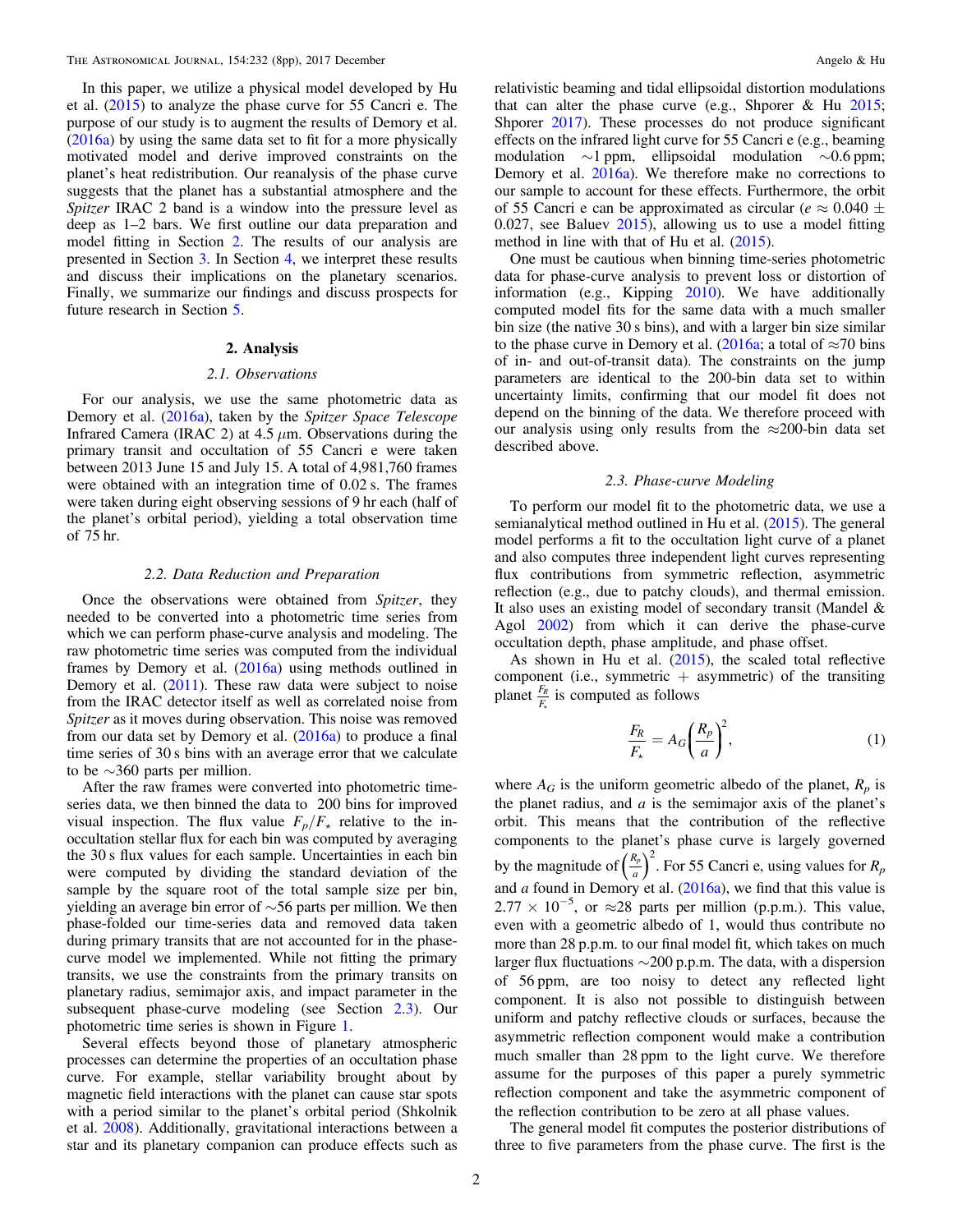In this paper, we utilize a physical model developed by Hu et al. (2015) to analyze the phase curve for 55 Cancri e. The purpose of our study is to augment the results of Demory et al. (2016a) by using the same data set to fit for a more physically motivated model and derive improved constraints on the planet's heat redistribution. Our reanalysis of the phase curve suggests that the planet has a substantial atmosphere and the *Spitzer* IRAC 2 band is a window into the pressure level as deep as 1–2 bars. We first outline our data preparation and model fitting in Section 2. The results of our analysis are presented in Section 3. In Section 4, we interpret these results and discuss their implications on the planetary scenarios. Finally, we summarize our findings and discuss prospects for future research in Section 5.

## 2. Analysis

### 2.1. Observations

For our analysis, we use the same photometric data as Demory et al. (2016a), taken by the *Spitzer Space Telescope* Infrared Camera (IRAC 2) at 4.5 $\mu$m. Observations during the primary transit and occultation of 55 Cancri e were taken between 2013 June 15 and July 15. A total of 4,981,760 frames were obtained with an integration time of 0.02 s. The frames were taken during eight observing sessions of 9 hr each (half of the planet's orbital period), yielding a total observation time of 75 hr.

### 2.2. Data Reduction and Preparation

Once the observations were obtained from *Spitzer*, they needed to be converted into a photometric time series from which we can perform phase-curve analysis and modeling. The raw photometric time series was computed from the individual frames by Demory et al. (2016a) using methods outlined in Demory et al. (2011). These raw data were subject to noise from the IRAC detector itself as well as correlated noise from *Spitzer* as it moves during observation. This noise was removed from our data set by Demory et al. (2016a) to produce a final time series of 30 s bins with an average error that we calculate to be ~360 parts per million.

After the raw frames were converted into photometric time-series data, we then binned the data to 200 bins for improved visual inspection. The flux value $F_p/F_\star$ relative to the in-occultation stellar flux for each bin was computed by averaging the 30 s flux values for each sample. Uncertainties in each bin were computed by dividing the standard deviation of the sample by the square root of the total sample size per bin, yielding an average bin error of ~56 parts per million. We then phase-folded our time-series data and removed data taken during primary transits that are not accounted for in the phase-curve model we implemented. While not fitting the primary transits, we use the constraints from the primary transits on planetary radius, semimajor axis, and impact parameter in the subsequent phase-curve modeling (see Section 2.3). Our photometric time series is shown in Figure 1.

Several effects beyond those of planetary atmospheric processes can determine the properties of an occultation phase curve. For example, stellar variability brought about by magnetic field interactions with the planet can cause star spots with a period similar to the planet's orbital period (Shkolnik et al. 2008). Additionally, gravitational interactions between a star and its planetary companion can produce effects such as relativistic beaming and tidal ellipsoidal distortion modulations that can alter the phase curve (e.g., Shporer & Hu 2015; Shporer 2017). These processes do not produce significant effects on the infrared light curve for 55 Cancri e (e.g., beaming modulation ~1 ppm, ellipsoidal modulation ~0.6 ppm; Demory et al. 2016a). We therefore make no corrections to our sample to account for these effects. Furthermore, the orbit of 55 Cancri e can be approximated as circular ($e \approx 0.040 \pm 0.027$, see Baluev 2015), allowing us to use a model fitting method in line with that of Hu et al. (2015).

One must be cautious when binning time-series photometric data for phase-curve analysis to prevent loss or distortion of information (e.g., Kipping 2010). We have additionally computed model fits for the same data with a much smaller bin size (the native 30 s bins), and with a larger bin size similar to the phase curve in Demory et al. (2016a; a total of ≈70 bins of in- and out-of-transit data). The constraints on the jump parameters are identical to the 200-bin data set to within uncertainty limits, confirming that our model fit does not depend on the binning of the data. We therefore proceed with our analysis using only results from the ≈200-bin data set described above.

### 2.3. Phase-curve Modeling

To perform our model fit to the photometric data, we use a semianalytical method outlined in Hu et al. (2015). The general model performs a fit to the occultation light curve of a planet and also computes three independent light curves representing flux contributions from symmetric reflection, asymmetric reflection (e.g., due to patchy clouds), and thermal emission. It also uses an existing model of secondary transit (Mandel & Agol 2002) from which it can derive the phase-curve occultation depth, phase amplitude, and phase offset.

As shown in Hu et al. (2015), the scaled total reflective component (i.e., symmetric + asymmetric) of the transiting planet $\frac{F_R}{F_\star}$ is computed as follows

$$\frac{F_R}{F_\star} = A_G\left(\frac{R_p}{a}\right)^2, \tag{1}$$

where $A_G$ is the uniform geometric albedo of the planet, $R_p$ is the planet radius, and $a$ is the semimajor axis of the planet's orbit. This means that the contribution of the reflective components to the planet's phase curve is largely governed by the magnitude of $\left(\frac{R_p}{a}\right)^2$. For 55 Cancri e, using values for $R_p$ and $a$ found in Demory et al. (2016a), we find that this value is $2.77 \times 10^{-5}$, or ≈28 parts per million (p.p.m.). This value, even with a geometric albedo of 1, would thus contribute no more than 28 p.p.m. to our final model fit, which takes on much larger flux fluctuations ~200 p.p.m. The data, with a dispersion of 56 ppm, are too noisy to detect any reflected light component. It is also not possible to distinguish between uniform and patchy reflective clouds or surfaces, because the asymmetric reflection component would make a contribution much smaller than 28 ppm to the light curve. We therefore assume for the purposes of this paper a purely symmetric reflection component and take the asymmetric component of the reflection contribution to be zero at all phase values.

The general model fit computes the posterior distributions of three to five parameters from the phase curve. The first is the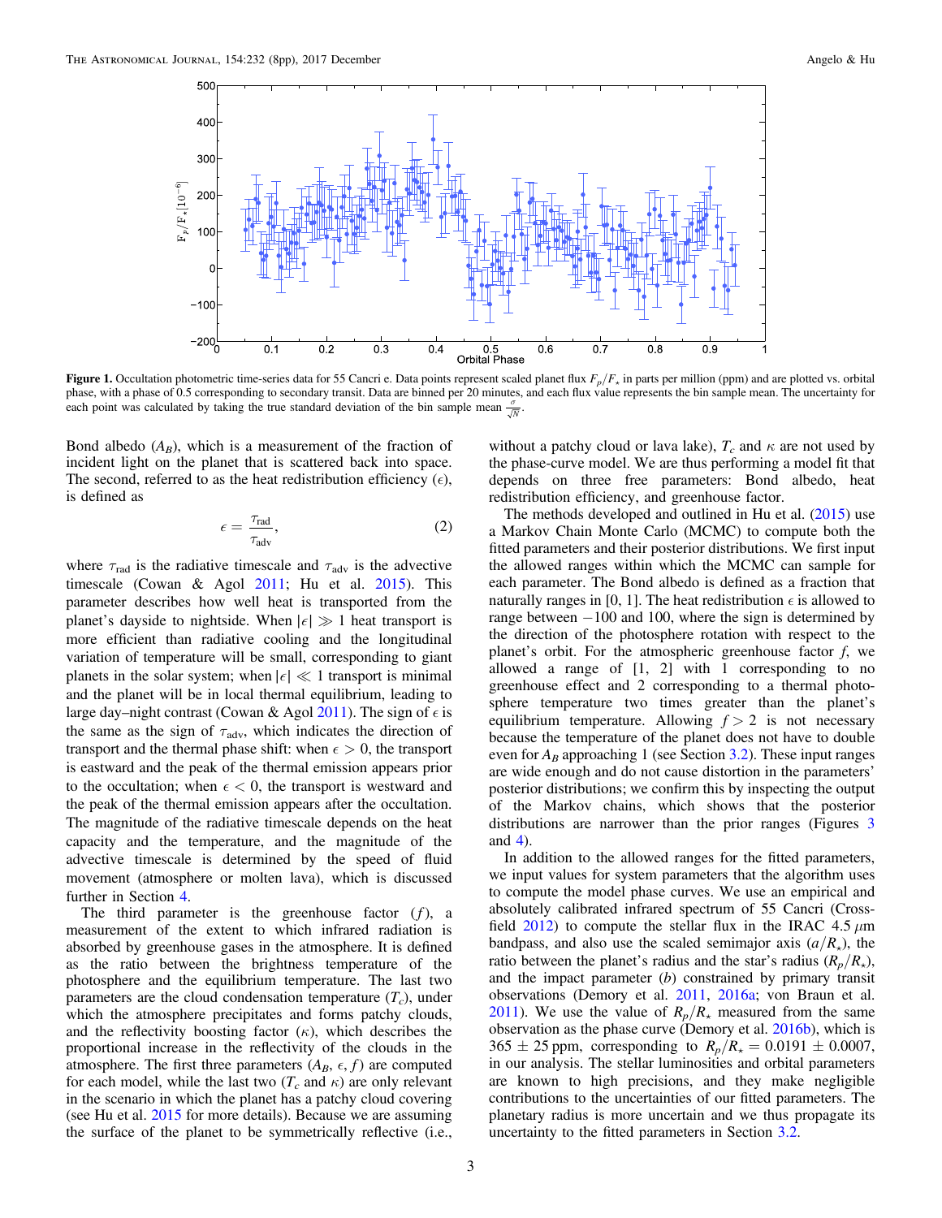**Figure 1.** Occultation photometric time-series data for 55 Cancri e. Data points represent scaled planet flux $F_p/F_\star$ in parts per million (ppm) and are plotted vs. orbital phase, with a phase of 0.5 corresponding to secondary transit. Data are binned per 20 minutes, and each flux value represents the bin sample mean. The uncertainty for each point was calculated by taking the true standard deviation of the bin sample mean $\frac{\sigma}{\sqrt{N}}$.

Bond albedo ($A_B$), which is a measurement of the fraction of incident light on the planet that is scattered back into space. The second, referred to as the heat redistribution efficiency ($\epsilon$), is defined as

$$\epsilon = \frac{\tau_{\rm rad}}{\tau_{\rm adv}}, \tag{2}$$

where $\tau_{\rm rad}$ is the radiative timescale and $\tau_{\rm adv}$ is the advective timescale (Cowan & Agol 2011; Hu et al. 2015). This parameter describes how well heat is transported from the planet's dayside to nightside. When $|\epsilon| \gg 1$ heat transport is more efficient than radiative cooling and the longitudinal variation of temperature will be small, corresponding to giant planets in the solar system; when $|\epsilon| \ll 1$ transport is minimal and the planet will be in local thermal equilibrium, leading to large day–night contrast (Cowan & Agol 2011). The sign of $\epsilon$ is the same as the sign of $\tau_{\rm adv}$, which indicates the direction of transport and the thermal phase shift: when $\epsilon > 0$, the transport is eastward and the peak of the thermal emission appears prior to the occultation; when $\epsilon < 0$, the transport is westward and the peak of the thermal emission appears after the occultation. The magnitude of the radiative timescale depends on the heat capacity and the temperature, and the magnitude of the advective timescale is determined by the speed of fluid movement (atmosphere or molten lava), which is discussed further in Section 4.

The third parameter is the greenhouse factor ($f$), a measurement of the extent to which infrared radiation is absorbed by greenhouse gases in the atmosphere. It is defined as the ratio between the brightness temperature of the photosphere and the equilibrium temperature. The last two parameters are the cloud condensation temperature ($T_c$), under which the atmosphere precipitates and forms patchy clouds, and the reflectivity boosting factor ($\kappa$), which describes the proportional increase in the reflectivity of the clouds in the atmosphere. The first three parameters ($A_B$, $\epsilon$, $f$) are computed for each model, while the last two ($T_c$ and $\kappa$) are only relevant in the scenario in which the planet has a patchy cloud covering (see Hu et al. 2015 for more details). Because we are assuming the surface of the planet to be symmetrically reflective (i.e., without a patchy cloud or lava lake), $T_c$ and $\kappa$ are not used by the phase-curve model. We are thus performing a model fit that depends on three free parameters: Bond albedo, heat redistribution efficiency, and greenhouse factor.

The methods developed and outlined in Hu et al. (2015) use a Markov Chain Monte Carlo (MCMC) to compute both the fitted parameters and their posterior distributions. We first input the allowed ranges within which the MCMC can sample for each parameter. The Bond albedo is defined as a fraction that naturally ranges in [0, 1]. The heat redistribution $\epsilon$ is allowed to range between $-100$ and 100, where the sign is determined by the direction of the photosphere rotation with respect to the planet's orbit. For the atmospheric greenhouse factor $f$, we allowed a range of [1, 2] with 1 corresponding to no greenhouse effect and 2 corresponding to a thermal photosphere temperature two times greater than the planet's equilibrium temperature. Allowing $f > 2$ is not necessary because the temperature of the planet does not have to double even for $A_B$ approaching 1 (see Section 3.2). These input ranges are wide enough and do not cause distortion in the parameters' posterior distributions; we confirm this by inspecting the output of the Markov chains, which shows that the posterior distributions are narrower than the prior ranges (Figures 3 and 4).

In addition to the allowed ranges for the fitted parameters, we input values for system parameters that the algorithm uses to compute the model phase curves. We use an empirical and absolutely calibrated infrared spectrum of 55 Cancri (Crossfield 2012) to compute the stellar flux in the IRAC 4.5 $\mu$m bandpass, and also use the scaled semimajor axis ($a/R_\star$), the ratio between the planet's radius and the star's radius ($R_p/R_\star$), and the impact parameter ($b$) constrained by primary transit observations (Demory et al. 2011, 2016a; von Braun et al. 2011). We use the value of $R_p/R_\star$ measured from the same observation as the phase curve (Demory et al. 2016b), which is $365 \pm 25$ ppm, corresponding to $R_p/R_\star = 0.0191 \pm 0.0007$, in our analysis. The stellar luminosities and orbital parameters are known to high precisions, and they make negligible contributions to the uncertainties of our fitted parameters. The planetary radius is more uncertain and we thus propagate its uncertainty to the fitted parameters in Section 3.2.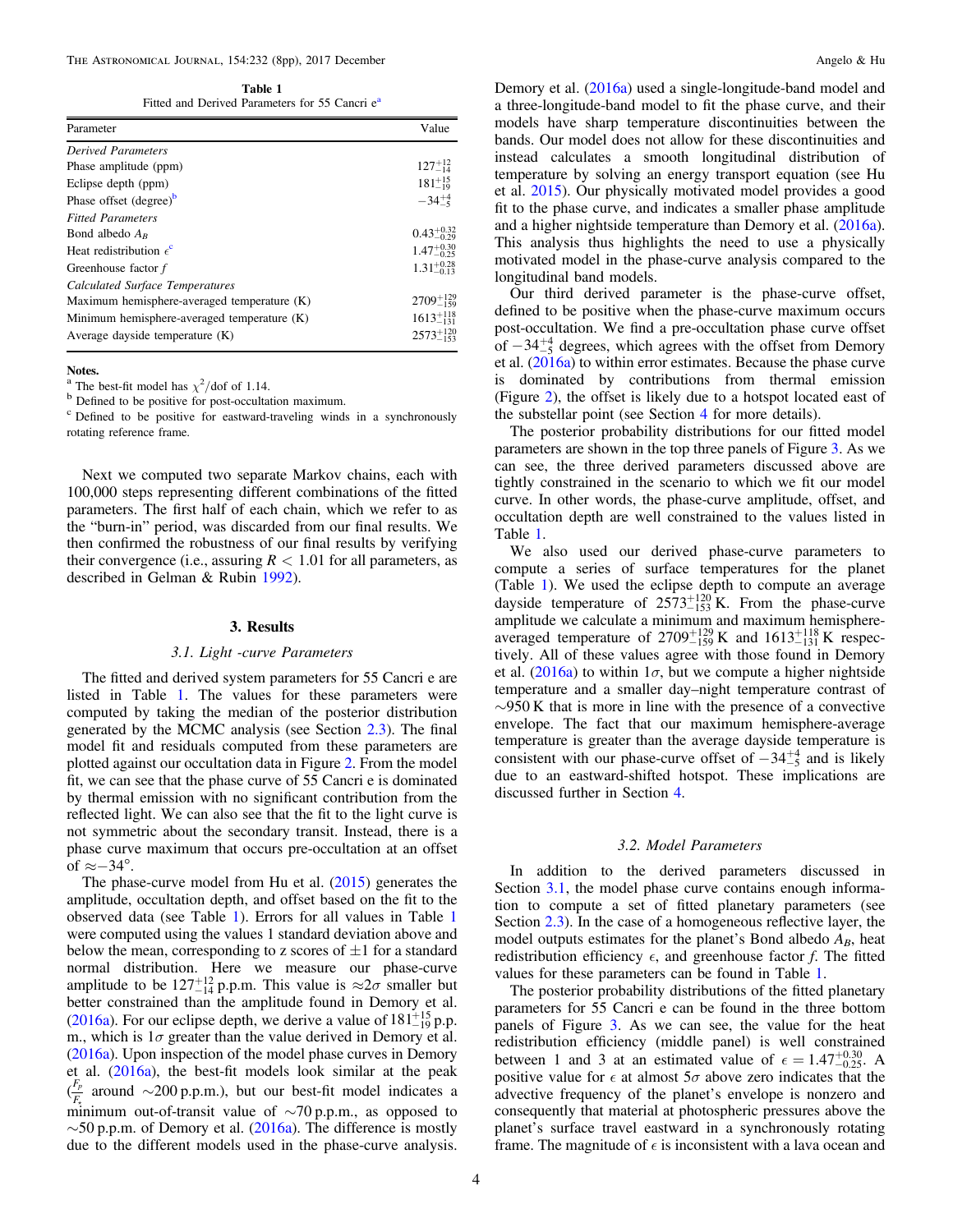**Table 1**
Fitted and Derived Parameters for 55 Cancri e[a]

| Parameter | Value |
|---|---|
| *Derived Parameters* | |
| Phase amplitude (ppm) | $127^{+12}_{-14}$ |
| Eclipse depth (ppm) | $181^{+15}_{-19}$ |
| Phase offset (degree)[b] | $-34^{+4}_{-5}$ |
| *Fitted Parameters* | |
| Bond albedo $A_B$ | $0.43^{+0.32}_{-0.29}$ |
| Heat redistribution $\epsilon$[c] | $1.47^{+0.30}_{-0.25}$ |
| Greenhouse factor $f$ | $1.31^{+0.28}_{-0.13}$ |
| *Calculated Surface Temperatures* | |
| Maximum hemisphere-averaged temperature (K) | $2709^{+129}_{-159}$ |
| Minimum hemisphere-averaged temperature (K) | $1613^{+118}_{-131}$ |
| Average dayside temperature (K) | $2573^{+120}_{-153}$ |

**Notes.**
[a] The best-fit model has $\chi^2$/dof of 1.14.
[b] Defined to be positive for post-occultation maximum.
[c] Defined to be positive for eastward-traveling winds in a synchronously rotating reference frame.

Next we computed two separate Markov chains, each with 100,000 steps representing different combinations of the fitted parameters. The first half of each chain, which we refer to as the "burn-in" period, was discarded from our final results. We then confirmed the robustness of our final results by verifying their convergence (i.e., assuring $R < 1.01$ for all parameters, as described in Gelman & Rubin 1992).

## 3. Results

### 3.1. Light -curve Parameters

The fitted and derived system parameters for 55 Cancri e are listed in Table 1. The values for these parameters were computed by taking the median of the posterior distribution generated by the MCMC analysis (see Section 2.3). The final model fit and residuals computed from these parameters are plotted against our occultation data in Figure 2. From the model fit, we can see that the phase curve of 55 Cancri e is dominated by thermal emission with no significant contribution from the reflected light. We can also see that the fit to the light curve is not symmetric about the secondary transit. Instead, there is a phase curve maximum that occurs pre-occultation at an offset of $\approx -34°$.

The phase-curve model from Hu et al. (2015) generates the amplitude, occultation depth, and offset based on the fit to the observed data (see Table 1). Errors for all values in Table 1 were computed using the values 1 standard deviation above and below the mean, corresponding to z scores of $\pm 1$ for a standard normal distribution. Here we measure our phase-curve amplitude to be $127^{+12}_{-14}$ p.p.m. This value is $\approx 2\sigma$ smaller but better constrained than the amplitude found in Demory et al. (2016a). For our eclipse depth, we derive a value of $181^{+15}_{-19}$ p.p.m., which is $1\sigma$ greater than the value derived in Demory et al. (2016a). Upon inspection of the model phase curves in Demory et al. (2016a), the best-fit models look similar at the peak ($\frac{F_p}{F_s}$ around $\sim$200 p.p.m.), but our best-fit model indicates a minimum out-of-transit value of $\sim$70 p.p.m., as opposed to $\sim$50 p.p.m. of Demory et al. (2016a). The difference is mostly due to the different models used in the phase-curve analysis. Demory et al. (2016a) used a single-longitude-band model and a three-longitude-band model to fit the phase curve, and their models have sharp temperature discontinuities between the bands. Our model does not allow for these discontinuities and instead calculates a smooth longitudinal distribution of temperature by solving an energy transport equation (see Hu et al. 2015). Our physically motivated model provides a good fit to the phase curve, and indicates a smaller phase amplitude and a higher nightside temperature than Demory et al. (2016a). This analysis thus highlights the need to use a physically motivated model in the phase-curve analysis compared to the longitudinal band models.

Our third derived parameter is the phase-curve offset, defined to be positive when the phase-curve maximum occurs post-occultation. We find a pre-occultation phase curve offset of $-34^{+4}_{-5}$ degrees, which agrees with the offset from Demory et al. (2016a) to within error estimates. Because the phase curve is dominated by contributions from thermal emission (Figure 2), the offset is likely due to a hotspot located east of the substellar point (see Section 4 for more details).

The posterior probability distributions for our fitted model parameters are shown in the top three panels of Figure 3. As we can see, the three derived parameters discussed above are tightly constrained in the scenario to which we fit our model curve. In other words, the phase-curve amplitude, offset, and occultation depth are well constrained to the values listed in Table 1.

We also used our derived phase-curve parameters to compute a series of surface temperatures for the planet (Table 1). We used the eclipse depth to compute an average dayside temperature of $2573^{+120}_{-153}$ K. From the phase-curve amplitude we calculate a minimum and maximum hemisphere-averaged temperature of $2709^{+129}_{-159}$ K and $1613^{+118}_{-131}$ K respectively. All of these values agree with those found in Demory et al. (2016a) to within $1\sigma$, but we compute a higher nightside temperature and a smaller day–night temperature contrast of $\sim$950 K that is more in line with the presence of a convective envelope. The fact that our maximum hemisphere-average temperature is greater than the average dayside temperature is consistent with our phase-curve offset of $-34^{+4}_{-5}$ and is likely due to an eastward-shifted hotspot. These implications are discussed further in Section 4.

### 3.2. Model Parameters

In addition to the derived parameters discussed in Section 3.1, the model phase curve contains enough information to compute a set of fitted planetary parameters (see Section 2.3). In the case of a homogeneous reflective layer, the model outputs estimates for the planet's Bond albedo $A_B$, heat redistribution efficiency $\epsilon$, and greenhouse factor $f$. The fitted values for these parameters can be found in Table 1.

The posterior probability distributions of the fitted planetary parameters for 55 Cancri e can be found in the three bottom panels of Figure 3. As we can see, the value for the heat redistribution efficiency (middle panel) is well constrained between 1 and 3 at an estimated value of $\epsilon = 1.47^{+0.30}_{-0.25}$. A positive value for $\epsilon$ at almost $5\sigma$ above zero indicates that the advective frequency of the planet's envelope is nonzero and consequently that material at photospheric pressures above the planet's surface travel eastward in a synchronously rotating frame. The magnitude of $\epsilon$ is inconsistent with a lava ocean and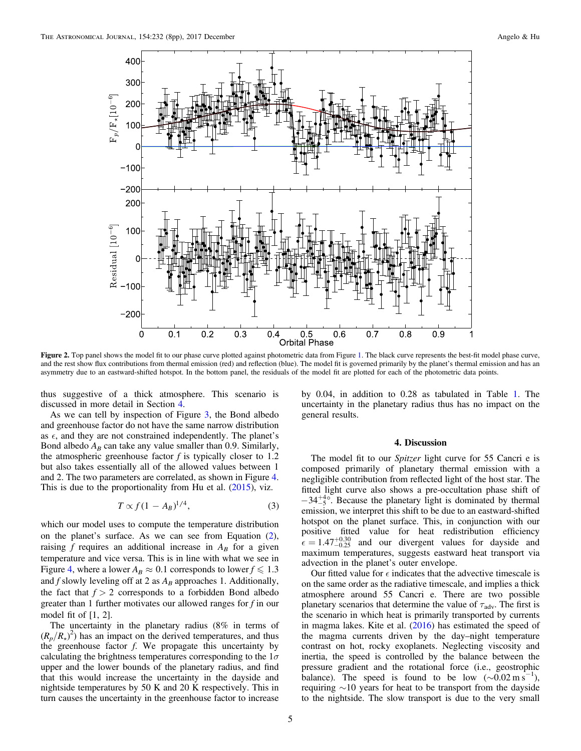**Figure 2.** Top panel shows the model fit to our phase curve plotted against photometric data from Figure 1. The black curve represents the best-fit model phase curve, and the rest show flux contributions from thermal emission (red) and reflection (blue). The model fit is governed primarily by the planet's thermal emission and has an asymmetry due to an eastward-shifted hotspot. In the bottom panel, the residuals of the model fit are plotted for each of the photometric data points.

thus suggestive of a thick atmosphere. This scenario is discussed in more detail in Section 4.

As we can tell by inspection of Figure 3, the Bond albedo and greenhouse factor do not have the same narrow distribution as $\epsilon$, and they are not constrained independently. The planet's Bond albedo $A_B$ can take any value smaller than 0.9. Similarly, the atmospheric greenhouse factor $f$ is typically closer to 1.2 but also takes essentially all of the allowed values between 1 and 2. The two parameters are correlated, as shown in Figure 4. This is due to the proportionality from Hu et al. (2015), viz.

$$T \propto f(1 - A_B)^{1/4}, \tag{3}$$

which our model uses to compute the temperature distribution on the planet's surface. As we can see from Equation (2), raising $f$ requires an additional increase in $A_B$ for a given temperature and vice versa. This is in line with what we see in Figure 4, where a lower $A_B \approx 0.1$ corresponds to lower $f \leqslant 1.3$ and $f$ slowly leveling off at 2 as $A_B$ approaches 1. Additionally, the fact that $f > 2$ corresponds to a forbidden Bond albedo greater than 1 further motivates our allowed ranges for $f$ in our model fit of [1, 2].

The uncertainty in the planetary radius (8% in terms of $(R_p/R_\star)^2$) has an impact on the derived temperatures, and thus the greenhouse factor $f$. We propagate this uncertainty by calculating the brightness temperatures corresponding to the $1\sigma$ upper and the lower bounds of the planetary radius, and find that this would increase the uncertainty in the dayside and nightside temperatures by 50 K and 20 K respectively. This in turn causes the uncertainty in the greenhouse factor to increase by 0.04, in addition to 0.28 as tabulated in Table 1. The uncertainty in the planetary radius thus has no impact on the general results.

## 4. Discussion

The model fit to our *Spitzer* light curve for 55 Cancri e is composed primarily of planetary thermal emission with a negligible contribution from reflected light of the host star. The fitted light curve also shows a pre-occultation phase shift of $-34^{+4}_{-5}$°. Because the planetary light is dominated by thermal emission, we interpret this shift to be due to an eastward-shifted hotspot on the planet surface. This, in conjunction with our positive fitted value for heat redistribution efficiency $\epsilon = 1.47^{+0.30}_{-0.25}$ and our divergent values for dayside and maximum temperatures, suggests eastward heat transport via advection in the planet's outer envelope.

Our fitted value for $\epsilon$ indicates that the advective timescale is on the same order as the radiative timescale, and implies a thick atmosphere around 55 Cancri e. There are two possible planetary scenarios that determine the value of $\tau_{\mathrm{adv}}$. The first is the scenario in which heat is primarily transported by currents in magma lakes. Kite et al. (2016) has estimated the speed of the magma currents driven by the day–night temperature contrast on hot, rocky exoplanets. Neglecting viscosity and inertia, the speed is controlled by the balance between the pressure gradient and the rotational force (i.e., geostrophic balance). The speed is found to be low ($\sim$0.02 m s$^{-1}$), requiring $\sim$10 years for heat to be transport from the dayside to the nightside. The slow transport is due to the very small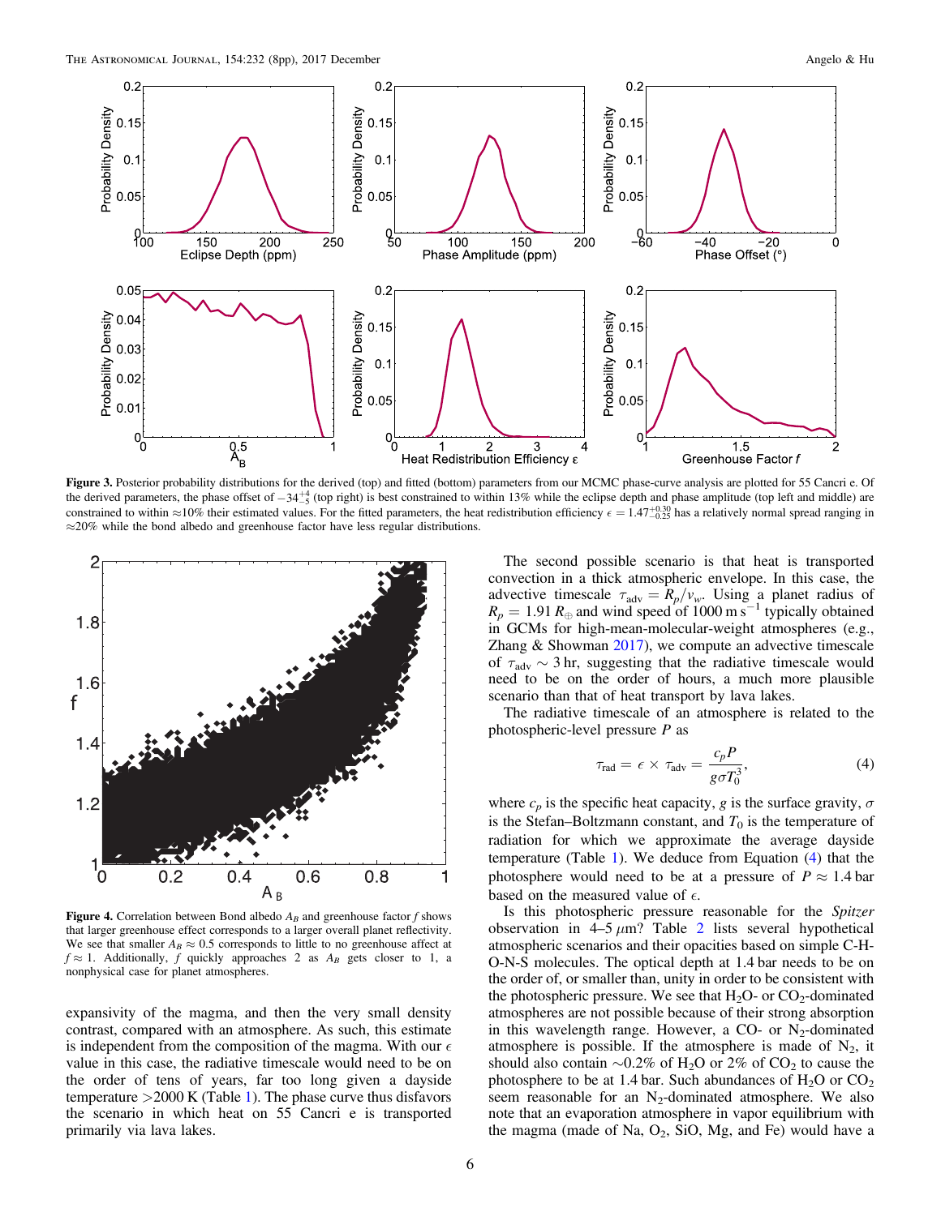**Figure 3.** Posterior probability distributions for the derived (top) and fitted (bottom) parameters from our MCMC phase-curve analysis are plotted for 55 Cancri e. Of the derived parameters, the phase offset of $-34^{+4}_{-5}$ (top right) is best constrained to within 13% while the eclipse depth and phase amplitude (top left and middle) are constrained to within ≈10% their estimated values. For the fitted parameters, the heat redistribution efficiency $\epsilon = 1.47^{+0.30}_{-0.25}$ has a relatively normal spread ranging in ≈20% while the bond albedo and greenhouse factor have less regular distributions.

**Figure 4.** Correlation between Bond albedo $A_B$ and greenhouse factor $f$ shows that larger greenhouse effect corresponds to a larger overall planet reflectivity. We see that smaller $A_B \approx 0.5$ corresponds to little to no greenhouse affect at $f \approx 1$. Additionally, $f$ quickly approaches 2 as $A_B$ gets closer to 1, a nonphysical case for planet atmospheres.

expansivity of the magma, and then the very small density contrast, compared with an atmosphere. As such, this estimate is independent from the composition of the magma. With our $\epsilon$ value in this case, the radiative timescale would need to be on the order of tens of years, far too long given a dayside temperature >2000 K (Table 1). The phase curve thus disfavors the scenario in which heat on 55 Cancri e is transported primarily via lava lakes.

The second possible scenario is that heat is transported convection in a thick atmospheric envelope. In this case, the advective timescale $\tau_{\mathrm{adv}} = R_p/v_w$. Using a planet radius of $R_p = 1.91\,R_\oplus$ and wind speed of $1000\ \mathrm{m\,s^{-1}}$ typically obtained in GCMs for high-mean-molecular-weight atmospheres (e.g., Zhang & Showman 2017), we compute an advective timescale of $\tau_{\mathrm{adv}} \sim 3$ hr, suggesting that the radiative timescale would need to be on the order of hours, a much more plausible scenario than that of heat transport by lava lakes.

The radiative timescale of an atmosphere is related to the photospheric-level pressure $P$ as

$$\tau_{\mathrm{rad}} = \epsilon \times \tau_{\mathrm{adv}} = \frac{c_p P}{g \sigma T_0^3}, \tag{4}$$

where $c_p$ is the specific heat capacity, $g$ is the surface gravity, $\sigma$ is the Stefan–Boltzmann constant, and $T_0$ is the temperature of radiation for which we approximate the average dayside temperature (Table 1). We deduce from Equation (4) that the photosphere would need to be at a pressure of $P \approx 1.4$ bar based on the measured value of $\epsilon$.

Is this photospheric pressure reasonable for the *Spitzer* observation in 4–5 $\mu$m? Table 2 lists several hypothetical atmospheric scenarios and their opacities based on simple C-H-O-N-S molecules. The optical depth at 1.4 bar needs to be on the order of, or smaller than, unity in order to be consistent with the photospheric pressure. We see that $H_2O$- or $CO_2$-dominated atmospheres are not possible because of their strong absorption in this wavelength range. However, a CO- or $N_2$-dominated atmosphere is possible. If the atmosphere is made of $N_2$, it should also contain ∼0.2% of $H_2O$ or 2% of $CO_2$ to cause the photosphere to be at 1.4 bar. Such abundances of $H_2O$ or $CO_2$ seem reasonable for an $N_2$-dominated atmosphere. We also note that an evaporation atmosphere in vapor equilibrium with the magma (made of Na, $O_2$, SiO, Mg, and Fe) would have a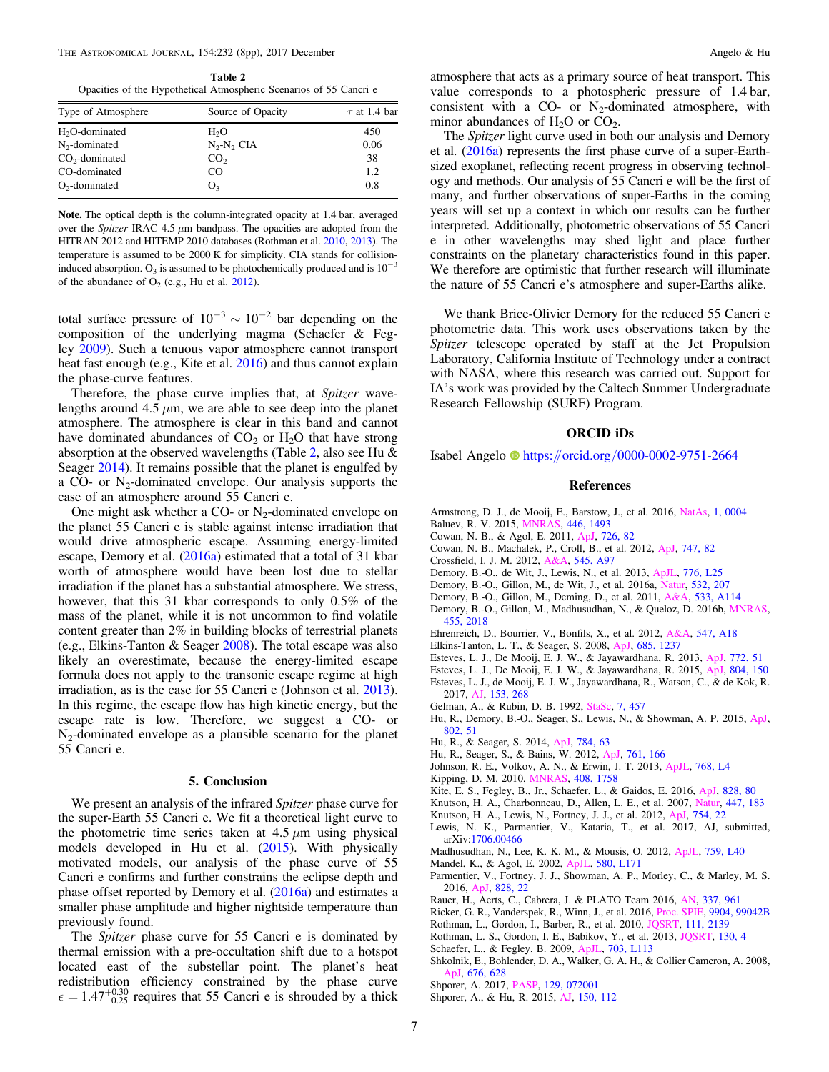**Table 2**
Opacities of the Hypothetical Atmospheric Scenarios of 55 Cancri e

| Type of Atmosphere | Source of Opacity | $\tau$ at 1.4 bar |
|---|---|---|
| $H_2O$-dominated | $H_2O$ | 450 |
| $N_2$-dominated | $N_2$-$N_2$ CIA | 0.06 |
| $CO_2$-dominated | $CO_2$ | 38 |
| CO-dominated | CO | 1.2 |
| $O_2$-dominated | $O_3$ | 0.8 |

**Note.** The optical depth is the column-integrated opacity at 1.4 bar, averaged over the *Spitzer* IRAC 4.5 $\mu$m bandpass. The opacities are adopted from the HITRAN 2012 and HITEMP 2010 databases (Rothman et al. 2010, 2013). The temperature is assumed to be 2000 K for simplicity. CIA stands for collision-induced absorption. $O_3$ is assumed to be photochemically produced and is $10^{-3}$ of the abundance of $O_2$ (e.g., Hu et al. 2012).

total surface pressure of $10^{-3} \sim 10^{-2}$ bar depending on the composition of the underlying magma (Schaefer & Fegley 2009). Such a tenuous vapor atmosphere cannot transport heat fast enough (e.g., Kite et al. 2016) and thus cannot explain the phase-curve features.

Therefore, the phase curve implies that, at *Spitzer* wavelengths around 4.5 $\mu$m, we are able to see deep into the planet atmosphere. The atmosphere is clear in this band and cannot have dominated abundances of $CO_2$ or $H_2O$ that have strong absorption at the observed wavelengths (Table 2, also see Hu & Seager 2014). It remains possible that the planet is engulfed by a CO- or $N_2$-dominated envelope. Our analysis supports the case of an atmosphere around 55 Cancri e.

One might ask whether a CO- or $N_2$-dominated envelope on the planet 55 Cancri e is stable against intense irradiation that would drive atmospheric escape. Assuming energy-limited escape, Demory et al. (2016a) estimated that a total of 31 kbar worth of atmosphere would have been lost due to stellar irradiation if the planet has a substantial atmosphere. We stress, however, that this 31 kbar corresponds to only 0.5% of the mass of the planet, while it is not uncommon to find volatile content greater than 2% in building blocks of terrestrial planets (e.g., Elkins-Tanton & Seager 2008). The total escape was also likely an overestimate, because the energy-limited escape formula does not apply to the transonic escape regime at high irradiation, as is the case for 55 Cancri e (Johnson et al. 2013). In this regime, the escape flow has high kinetic energy, but the escape rate is low. Therefore, we suggest a CO- or $N_2$-dominated envelope as a plausible scenario for the planet 55 Cancri e.

## 5. Conclusion

We present an analysis of the infrared *Spitzer* phase curve for the super-Earth 55 Cancri e. We fit a theoretical light curve to the photometric time series taken at 4.5 $\mu$m using physical models developed in Hu et al. (2015). With physically motivated models, our analysis of the phase curve of 55 Cancri e confirms and further constrains the eclipse depth and phase offset reported by Demory et al. (2016a) and estimates a smaller phase amplitude and higher nightside temperature than previously found.

The *Spitzer* phase curve for 55 Cancri e is dominated by thermal emission with a pre-occultation shift due to a hotspot located east of the substellar point. The planet's heat redistribution efficiency constrained by the phase curve $\epsilon = 1.47^{+0.30}_{-0.25}$ requires that 55 Cancri e is shrouded by a thick atmosphere that acts as a primary source of heat transport. This value corresponds to a photospheric pressure of 1.4 bar, consistent with a CO- or $N_2$-dominated atmosphere, with minor abundances of $H_2O$ or $CO_2$.

The *Spitzer* light curve used in both our analysis and Demory et al. (2016a) represents the first phase curve of a super-Earth-sized exoplanet, reflecting recent progress in observing technology and methods. Our analysis of 55 Cancri e will be the first of many, and further observations of super-Earths in the coming years will set up a context in which our results can be further interpreted. Additionally, photometric observations of 55 Cancri e in other wavelengths may shed light and place further constraints on the planetary characteristics found in this paper. We therefore are optimistic that further research will illuminate the nature of 55 Cancri e's atmosphere and super-Earths alike.

We thank Brice-Olivier Demory for the reduced 55 Cancri e photometric data. This work uses observations taken by the *Spitzer* telescope operated by staff at the Jet Propulsion Laboratory, California Institute of Technology under a contract with NASA, where this research was carried out. Support for IA's work was provided by the Caltech Summer Undergraduate Research Fellowship (SURF) Program.

## ORCID iDs

Isabel Angelo https://orcid.org/0000-0002-9751-2664

## References

Armstrong, D. J., de Mooij, E., Barstow, J., et al. 2016, NatAs, 1, 0004
Baluev, R. V. 2015, MNRAS, 446, 1493
Cowan, N. B., & Agol, E. 2011, ApJ, 726, 82
Cowan, N. B., Machalek, P., Croll, B., et al. 2012, ApJ, 747, 82
Crossfield, I. J. M. 2012, A&A, 545, A97
Demory, B.-O., de Wit, J., Lewis, N., et al. 2013, ApJL, 776, L25
Demory, B.-O., Gillon, M., de Wit, J., et al. 2016a, Natur, 532, 207
Demory, B.-O., Gillon, M., Deming, D., et al. 2011, A&A, 533, A114
Demory, B.-O., Gillon, M., Madhusudhan, N., & Queloz, D. 2016b, MNRAS, 455, 2018
Ehrenreich, D., Bourrier, V., Bonfils, X., et al. 2012, A&A, 547, A18
Elkins-Tanton, L. T., & Seager, S. 2008, ApJ, 685, 1237
Esteves, L. J., De Mooij, E. J. W., & Jayawardhana, R. 2013, ApJ, 772, 51
Esteves, L. J., De Mooij, E. J. W., & Jayawardhana, R. 2015, ApJ, 804, 150
Esteves, L. J., de Mooij, E. J. W., Jayawardhana, R., Watson, C., & de Kok, R. 2017, AJ, 153, 268
Gelman, A., & Rubin, D. B. 1992, StaSc, 7, 457
Hu, R., Demory, B.-O., Seager, S., Lewis, N., & Showman, A. P. 2015, ApJ, 802, 51
Hu, R., & Seager, S. 2014, ApJ, 784, 63
Hu, R., Seager, S., & Bains, W. 2012, ApJ, 761, 166
Johnson, R. E., Volkov, A. N., & Erwin, J. T. 2013, ApJL, 768, L4
Kipping, D. M. 2010, MNRAS, 408, 1758
Kite, E. S., Fegley, B., Jr., Schaefer, L., & Gaidos, E. 2016, ApJ, 828, 80
Knutson, H. A., Charbonneau, D., Allen, L. E., et al. 2007, Natur, 447, 183
Knutson, H. A., Lewis, N., Fortney, J. J., et al. 2012, ApJ, 754, 22
Lewis, N. K., Parmentier, V., Kataria, T., et al. 2017, AJ, submitted, arXiv:1706.00466
Madhusudhan, N., Lee, K. K. M., & Mousis, O. 2012, ApJL, 759, L40
Mandel, K., & Agol, E. 2002, ApJL, 580, L171
Parmentier, V., Fortney, J. J., Showman, A. P., Morley, C., & Marley, M. S. 2016, ApJ, 828, 22
Rauer, H., Aerts, C., Cabrera, J. & PLATO Team 2016, AN, 337, 961
Ricker, G. R., Vanderspek, R., Winn, J., et al. 2016, Proc. SPIE, 9904, 99042B
Rothman, L., Gordon, I., Barber, R., et al. 2010, JQSRT, 111, 2139
Rothman, L. S., Gordon, I. E., Babikov, Y., et al. 2013, JQSRT, 130, 4
Schaefer, L., & Fegley, B. 2009, ApJL, 703, L113
Shkolnik, E., Bohlender, D. A., Walker, G. A. H., & Collier Cameron, A. 2008, ApJ, 676, 628
Shporer, A. 2017, PASP, 129, 072001
Shporer, A., & Hu, R. 2015, AJ, 150, 112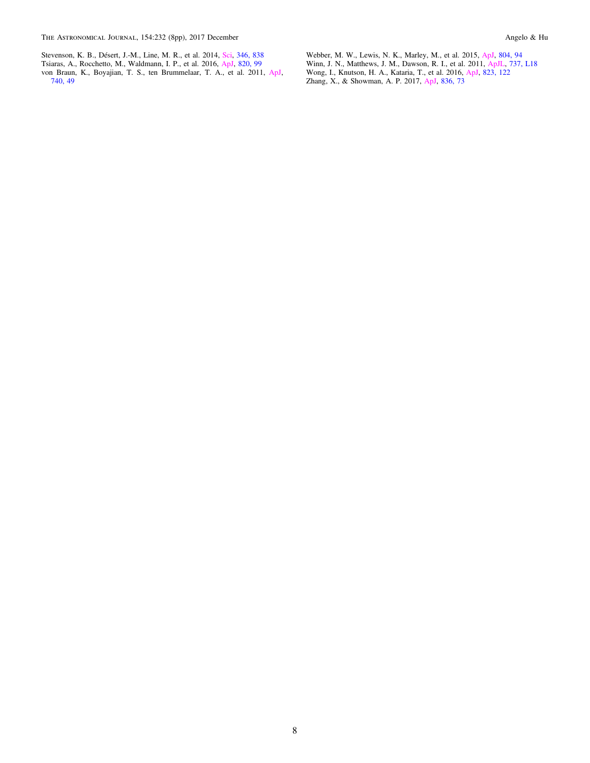Stevenson, K. B., Désert, J.-M., Line, M. R., et al. 2014, Sci, 346, 838

Tsiaras, A., Rocchetto, M., Waldmann, I. P., et al. 2016, ApJ, 820, 99

von Braun, K., Boyajian, T. S., ten Brummelaar, T. A., et al. 2011, ApJ, 740, 49

Webber, M. W., Lewis, N. K., Marley, M., et al. 2015, ApJ, 804, 94

Winn, J. N., Matthews, J. M., Dawson, R. I., et al. 2011, ApJL, 737, L18

Wong, I., Knutson, H. A., Kataria, T., et al. 2016, ApJ, 823, 122

Zhang, X., & Showman, A. P. 2017, ApJ, 836, 73